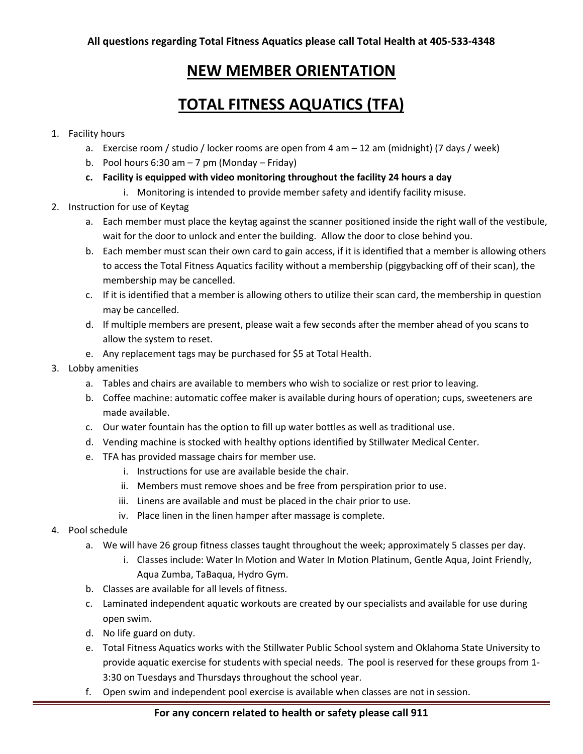**All questions regarding Total Fitness Aquatics please call Total Health at 405-533-4348**

# NEW MEMBER ORIENTATION

# TOTAL FITNESS AQUATICS (TFA)

1. Facility hours
    a. Exercise room / studio / locker rooms are open from 4 am – 12 am (midnight) (7 days / week)
    b. Pool hours 6:30 am – 7 pm (Monday – Friday)
    **c. Facility is equipped with video monitoring throughout the facility 24 hours a day**
        i. Monitoring is intended to provide member safety and identify facility misuse.
2. Instruction for use of Keytag
    a. Each member must place the keytag against the scanner positioned inside the right wall of the vestibule, wait for the door to unlock and enter the building. Allow the door to close behind you.
    b. Each member must scan their own card to gain access, if it is identified that a member is allowing others to access the Total Fitness Aquatics facility without a membership (piggybacking off of their scan), the membership may be cancelled.
    c. If it is identified that a member is allowing others to utilize their scan card, the membership in question may be cancelled.
    d. If multiple members are present, please wait a few seconds after the member ahead of you scans to allow the system to reset.
    e. Any replacement tags may be purchased for $5 at Total Health.
3. Lobby amenities
    a. Tables and chairs are available to members who wish to socialize or rest prior to leaving.
    b. Coffee machine: automatic coffee maker is available during hours of operation; cups, sweeteners are made available.
    c. Our water fountain has the option to fill up water bottles as well as traditional use.
    d. Vending machine is stocked with healthy options identified by Stillwater Medical Center.
    e. TFA has provided massage chairs for member use.
        i. Instructions for use are available beside the chair.
        ii. Members must remove shoes and be free from perspiration prior to use.
        iii. Linens are available and must be placed in the chair prior to use.
        iv. Place linen in the linen hamper after massage is complete.
4. Pool schedule
    a. We will have 26 group fitness classes taught throughout the week; approximately 5 classes per day.
        i. Classes include: Water In Motion and Water In Motion Platinum, Gentle Aqua, Joint Friendly, Aqua Zumba, TaBaqua, Hydro Gym.
    b. Classes are available for all levels of fitness.
    c. Laminated independent aquatic workouts are created by our specialists and available for use during open swim.
    d. No life guard on duty.
    e. Total Fitness Aquatics works with the Stillwater Public School system and Oklahoma State University to provide aquatic exercise for students with special needs. The pool is reserved for these groups from 1-3:30 on Tuesdays and Thursdays throughout the school year.
    f. Open swim and independent pool exercise is available when classes are not in session.

**For any concern related to health or safety please call 911**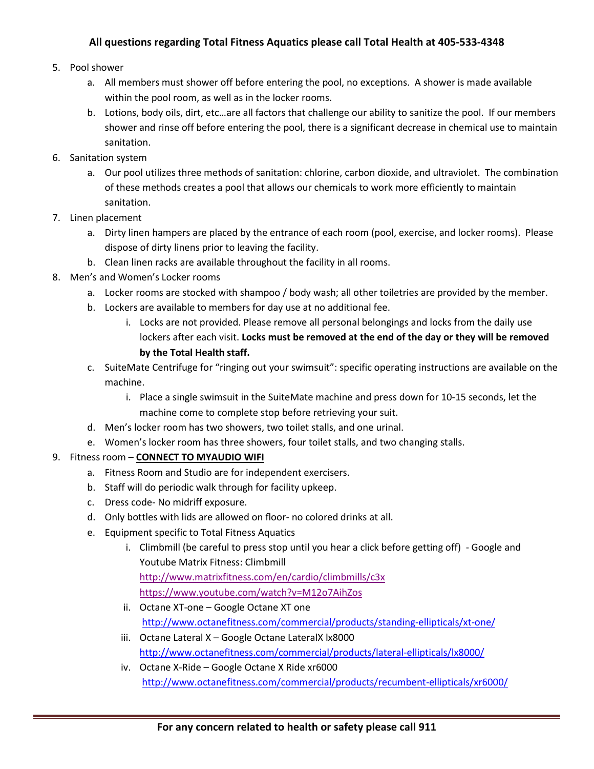**All questions regarding Total Fitness Aquatics please call Total Health at 405-533-4348**

5. Pool shower
    a. All members must shower off before entering the pool, no exceptions. A shower is made available within the pool room, as well as in the locker rooms.
    b. Lotions, body oils, dirt, etc…are all factors that challenge our ability to sanitize the pool. If our members shower and rinse off before entering the pool, there is a significant decrease in chemical use to maintain sanitation.
6. Sanitation system
    a. Our pool utilizes three methods of sanitation: chlorine, carbon dioxide, and ultraviolet. The combination of these methods creates a pool that allows our chemicals to work more efficiently to maintain sanitation.
7. Linen placement
    a. Dirty linen hampers are placed by the entrance of each room (pool, exercise, and locker rooms). Please dispose of dirty linens prior to leaving the facility.
    b. Clean linen racks are available throughout the facility in all rooms.
8. Men's and Women's Locker rooms
    a. Locker rooms are stocked with shampoo / body wash; all other toiletries are provided by the member.
    b. Lockers are available to members for day use at no additional fee.
        i. Locks are not provided. Please remove all personal belongings and locks from the daily use lockers after each visit. **Locks must be removed at the end of the day or they will be removed by the Total Health staff.**
    c. SuiteMate Centrifuge for "ringing out your swimsuit": specific operating instructions are available on the machine.
        i. Place a single swimsuit in the SuiteMate machine and press down for 10-15 seconds, let the machine come to complete stop before retrieving your suit.
    d. Men's locker room has two showers, two toilet stalls, and one urinal.
    e. Women's locker room has three showers, four toilet stalls, and two changing stalls.
9. Fitness room – **CONNECT TO MYAUDIO WIFI**
    a. Fitness Room and Studio are for independent exercisers.
    b. Staff will do periodic walk through for facility upkeep.
    c. Dress code- No midriff exposure.
    d. Only bottles with lids are allowed on floor- no colored drinks at all.
    e. Equipment specific to Total Fitness Aquatics
        i. Climbmill (be careful to press stop until you hear a click before getting off) - Google and Youtube Matrix Fitness: Climbmill
        http://www.matrixfitness.com/en/cardio/climbmills/c3x
        https://www.youtube.com/watch?v=M12o7AihZos
        ii. Octane XT-one – Google Octane XT one
        http://www.octanefitness.com/commercial/products/standing-ellipticals/xt-one/
        iii. Octane Lateral X – Google Octane LateralX lx8000
        http://www.octanefitness.com/commercial/products/lateral-ellipticals/lx8000/
        iv. Octane X-Ride – Google Octane X Ride xr6000
        http://www.octanefitness.com/commercial/products/recumbent-ellipticals/xr6000/

**For any concern related to health or safety please call 911**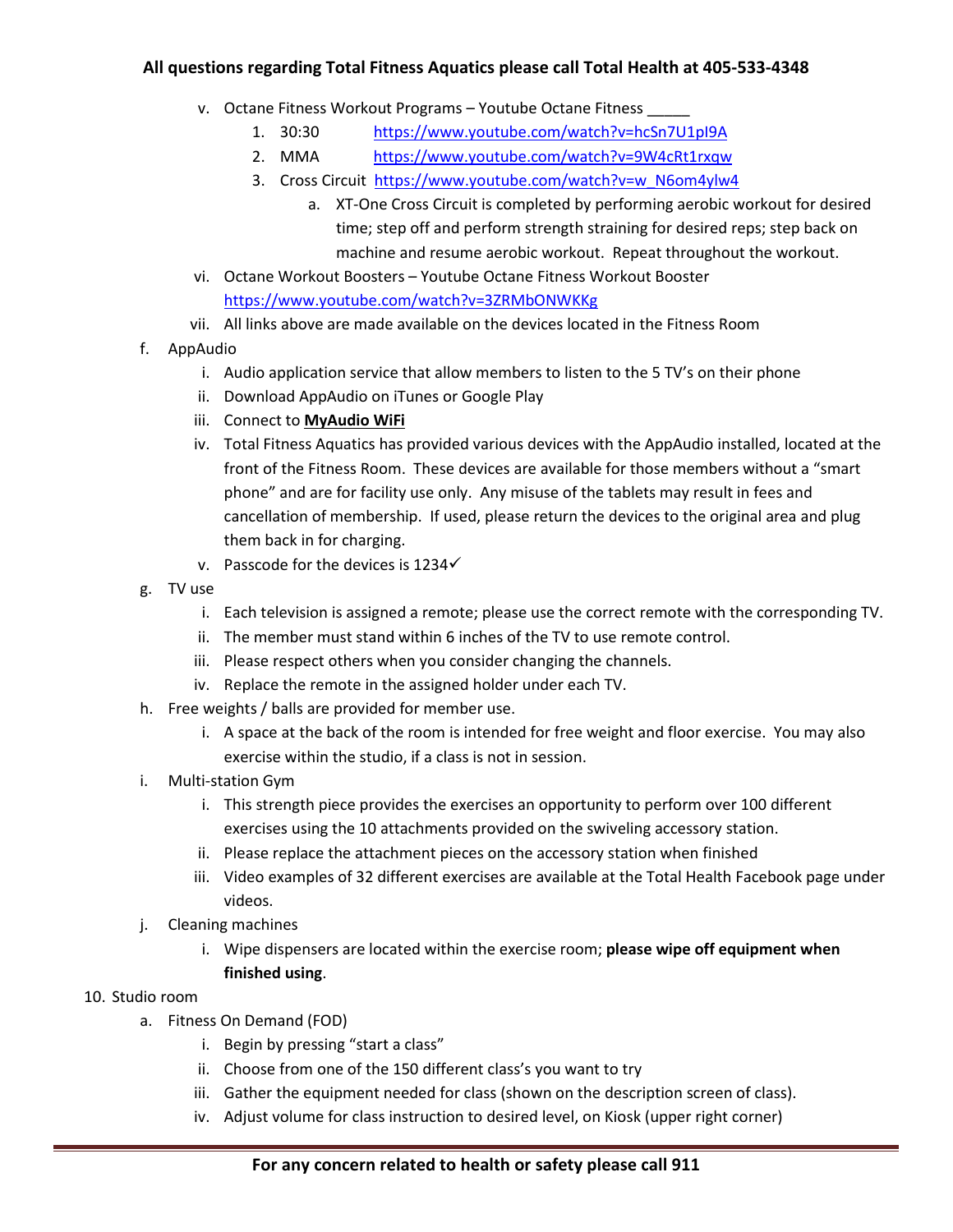**All questions regarding Total Fitness Aquatics please call Total Health at 405-533-4348**

- v. Octane Fitness Workout Programs – Youtube Octane Fitness _____
  1. 30:30 https://www.youtube.com/watch?v=hcSn7U1pI9A
  2. MMA https://www.youtube.com/watch?v=9W4cRt1rxqw
  3. Cross Circuit https://www.youtube.com/watch?v=w_N6om4ylw4
     - a. XT-One Cross Circuit is completed by performing aerobic workout for desired time; step off and perform strength straining for desired reps; step back on machine and resume aerobic workout. Repeat throughout the workout.
- vi. Octane Workout Boosters – Youtube Octane Fitness Workout Booster https://www.youtube.com/watch?v=3ZRMbONWKKg
- vii. All links above are made available on the devices located in the Fitness Room

f. AppAudio
- i. Audio application service that allow members to listen to the 5 TV's on their phone
- ii. Download AppAudio on iTunes or Google Play
- iii. Connect to **MyAudio WiFi**
- iv. Total Fitness Aquatics has provided various devices with the AppAudio installed, located at the front of the Fitness Room. These devices are available for those members without a "smart phone" and are for facility use only. Any misuse of the tablets may result in fees and cancellation of membership. If used, please return the devices to the original area and plug them back in for charging.
- v. Passcode for the devices is 1234✓

g. TV use
- i. Each television is assigned a remote; please use the correct remote with the corresponding TV.
- ii. The member must stand within 6 inches of the TV to use remote control.
- iii. Please respect others when you consider changing the channels.
- iv. Replace the remote in the assigned holder under each TV.

h. Free weights / balls are provided for member use.
- i. A space at the back of the room is intended for free weight and floor exercise. You may also exercise within the studio, if a class is not in session.

i. Multi-station Gym
- i. This strength piece provides the exercises an opportunity to perform over 100 different exercises using the 10 attachments provided on the swiveling accessory station.
- ii. Please replace the attachment pieces on the accessory station when finished
- iii. Video examples of 32 different exercises are available at the Total Health Facebook page under videos.

j. Cleaning machines
- i. Wipe dispensers are located within the exercise room; **please wipe off equipment when finished using**.

10. Studio room

a. Fitness On Demand (FOD)
- i. Begin by pressing "start a class"
- ii. Choose from one of the 150 different class's you want to try
- iii. Gather the equipment needed for class (shown on the description screen of class).
- iv. Adjust volume for class instruction to desired level, on Kiosk (upper right corner)

**For any concern related to health or safety please call 911**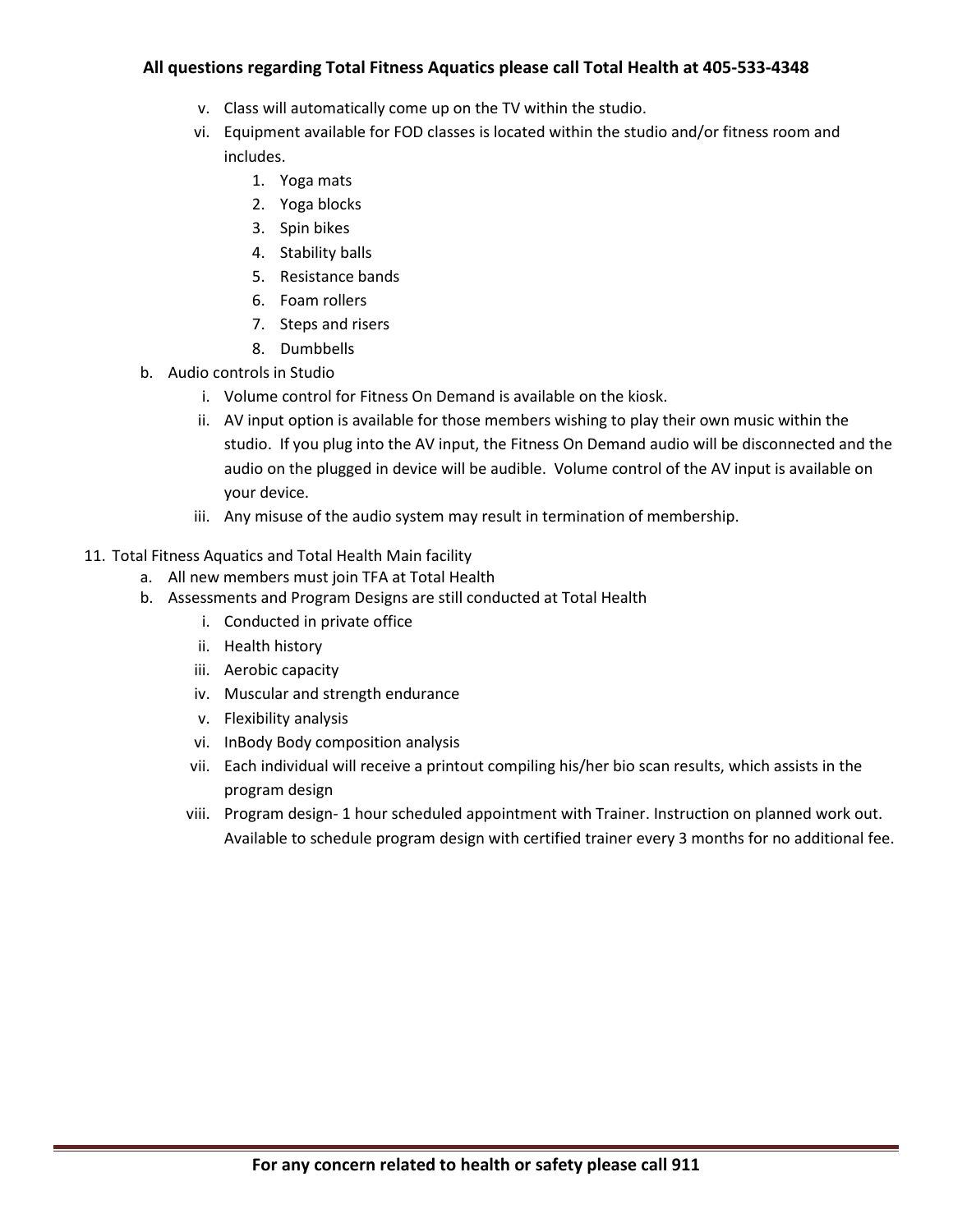v. Class will automatically come up on the TV within the studio.

vi. Equipment available for FOD classes is located within the studio and/or fitness room and includes.

1. Yoga mats
2. Yoga blocks
3. Spin bikes
4. Stability balls
5. Resistance bands
6. Foam rollers
7. Steps and risers
8. Dumbbells

b. Audio controls in Studio

i. Volume control for Fitness On Demand is available on the kiosk.

ii. AV input option is available for those members wishing to play their own music within the studio. If you plug into the AV input, the Fitness On Demand audio will be disconnected and the audio on the plugged in device will be audible. Volume control of the AV input is available on your device.

iii. Any misuse of the audio system may result in termination of membership.

11. Total Fitness Aquatics and Total Health Main facility

a. All new members must join TFA at Total Health

b. Assessments and Program Designs are still conducted at Total Health

i. Conducted in private office

ii. Health history

iii. Aerobic capacity

iv. Muscular and strength endurance

v. Flexibility analysis

vi. InBody Body composition analysis

vii. Each individual will receive a printout compiling his/her bio scan results, which assists in the program design

viii. Program design- 1 hour scheduled appointment with Trainer. Instruction on planned work out. Available to schedule program design with certified trainer every 3 months for no additional fee.